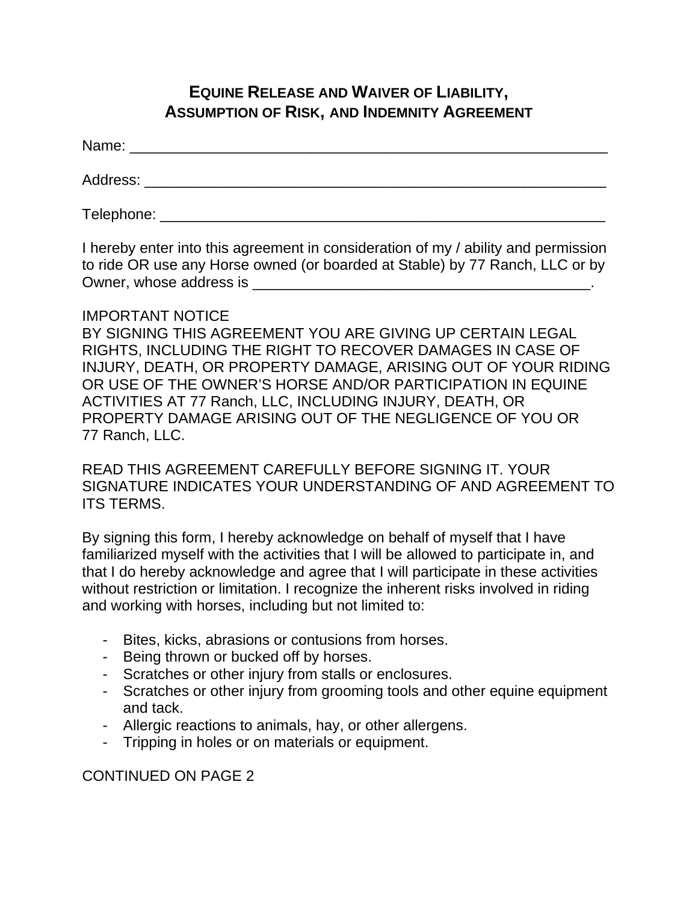# EQUINE RELEASE AND WAIVER OF LIABILITY, ASSUMPTION OF RISK, AND INDEMNITY AGREEMENT

Name: ___________________________________________________________

Address: _________________________________________________________

Telephone: _______________________________________________________

I hereby enter into this agreement in consideration of my / ability and permission to ride OR use any Horse owned (or boarded at Stable) by 77 Ranch, LLC or by Owner, whose address is __________________________________________.

IMPORTANT NOTICE
BY SIGNING THIS AGREEMENT YOU ARE GIVING UP CERTAIN LEGAL RIGHTS, INCLUDING THE RIGHT TO RECOVER DAMAGES IN CASE OF INJURY, DEATH, OR PROPERTY DAMAGE, ARISING OUT OF YOUR RIDING OR USE OF THE OWNER'S HORSE AND/OR PARTICIPATION IN EQUINE ACTIVITIES AT 77 Ranch, LLC, INCLUDING INJURY, DEATH, OR PROPERTY DAMAGE ARISING OUT OF THE NEGLIGENCE OF YOU OR 77 Ranch, LLC.

READ THIS AGREEMENT CAREFULLY BEFORE SIGNING IT. YOUR SIGNATURE INDICATES YOUR UNDERSTANDING OF AND AGREEMENT TO ITS TERMS.

By signing this form, I hereby acknowledge on behalf of myself that I have familiarized myself with the activities that I will be allowed to participate in, and that I do hereby acknowledge and agree that I will participate in these activities without restriction or limitation. I recognize the inherent risks involved in riding and working with horses, including but not limited to:

- Bites, kicks, abrasions or contusions from horses.
- Being thrown or bucked off by horses.
- Scratches or other injury from stalls or enclosures.
- Scratches or other injury from grooming tools and other equine equipment and tack.
- Allergic reactions to animals, hay, or other allergens.
- Tripping in holes or on materials or equipment.

CONTINUED ON PAGE 2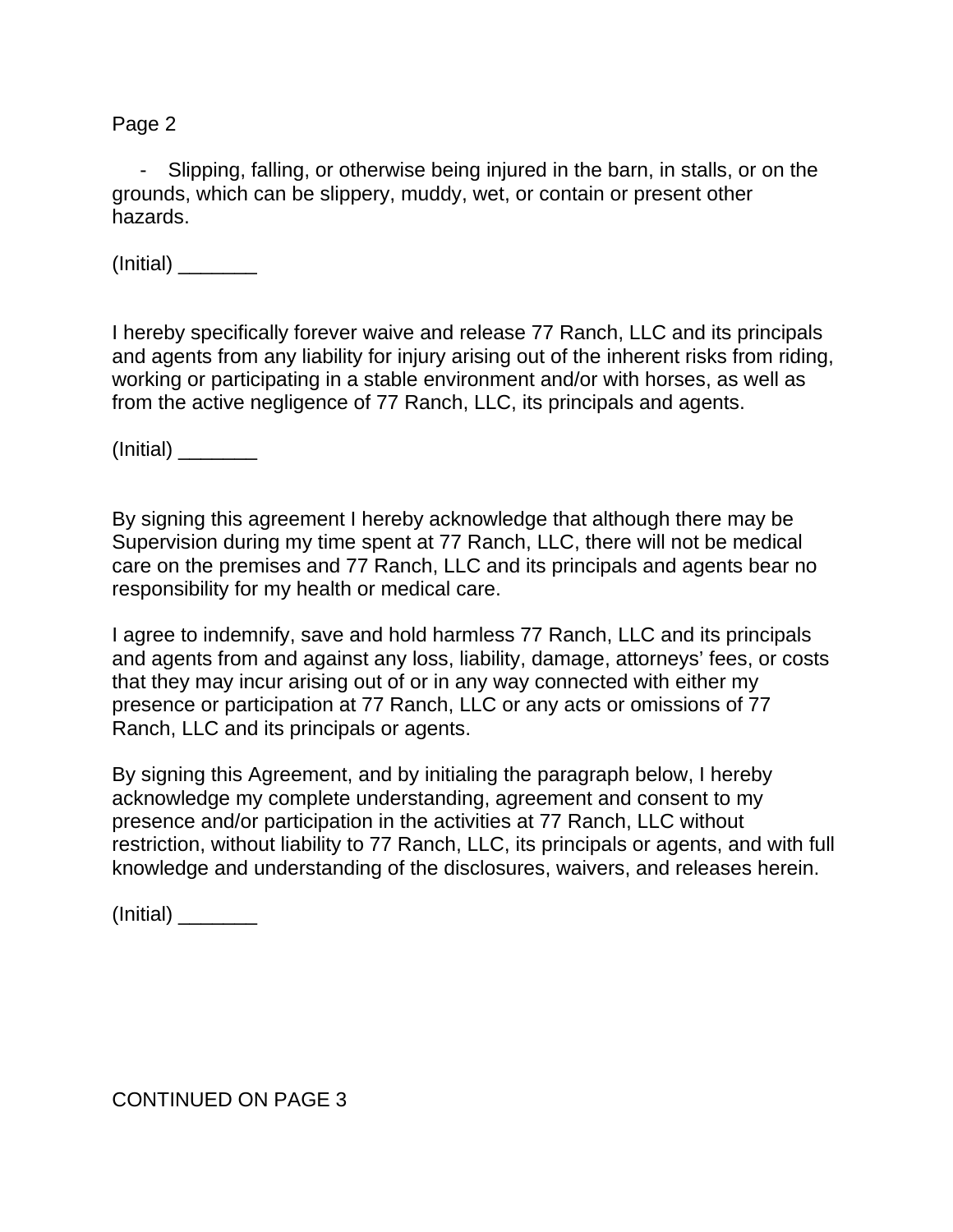- Slipping, falling, or otherwise being injured in the barn, in stalls, or on the grounds, which can be slippery, muddy, wet, or contain or present other hazards.

(Initial) _______

I hereby specifically forever waive and release 77 Ranch, LLC and its principals and agents from any liability for injury arising out of the inherent risks from riding, working or participating in a stable environment and/or with horses, as well as from the active negligence of 77 Ranch, LLC, its principals and agents.

(Initial) _______

By signing this agreement I hereby acknowledge that although there may be Supervision during my time spent at 77 Ranch, LLC, there will not be medical care on the premises and 77 Ranch, LLC and its principals and agents bear no responsibility for my health or medical care.

I agree to indemnify, save and hold harmless 77 Ranch, LLC and its principals and agents from and against any loss, liability, damage, attorneys' fees, or costs that they may incur arising out of or in any way connected with either my presence or participation at 77 Ranch, LLC or any acts or omissions of 77 Ranch, LLC and its principals or agents.

By signing this Agreement, and by initialing the paragraph below, I hereby acknowledge my complete understanding, agreement and consent to my presence and/or participation in the activities at 77 Ranch, LLC without restriction, without liability to 77 Ranch, LLC, its principals or agents, and with full knowledge and understanding of the disclosures, waivers, and releases herein.

(Initial) _______

CONTINUED ON PAGE 3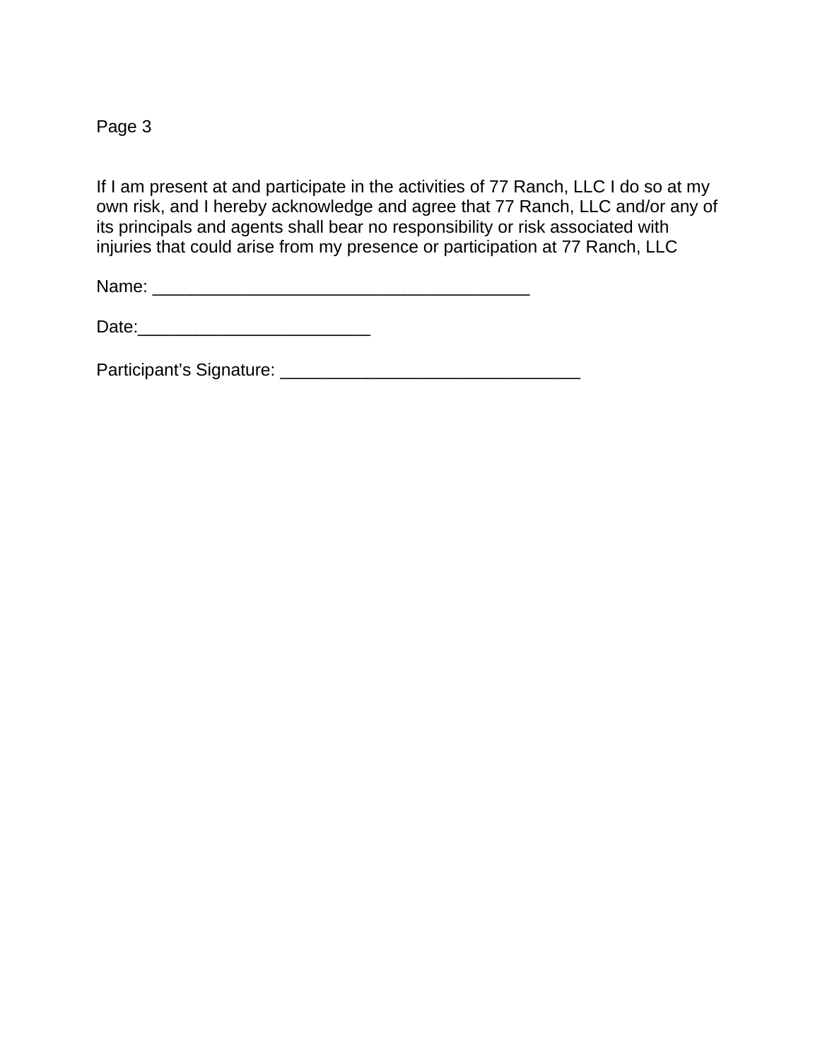If I am present at and participate in the activities of 77 Ranch, LLC I do so at my own risk, and I hereby acknowledge and agree that 77 Ranch, LLC and/or any of its principals and agents shall bear no responsibility or risk associated with injuries that could arise from my presence or participation at 77 Ranch, LLC

Name: ______________________________________

Date:_______________________

Participant's Signature: ______________________________